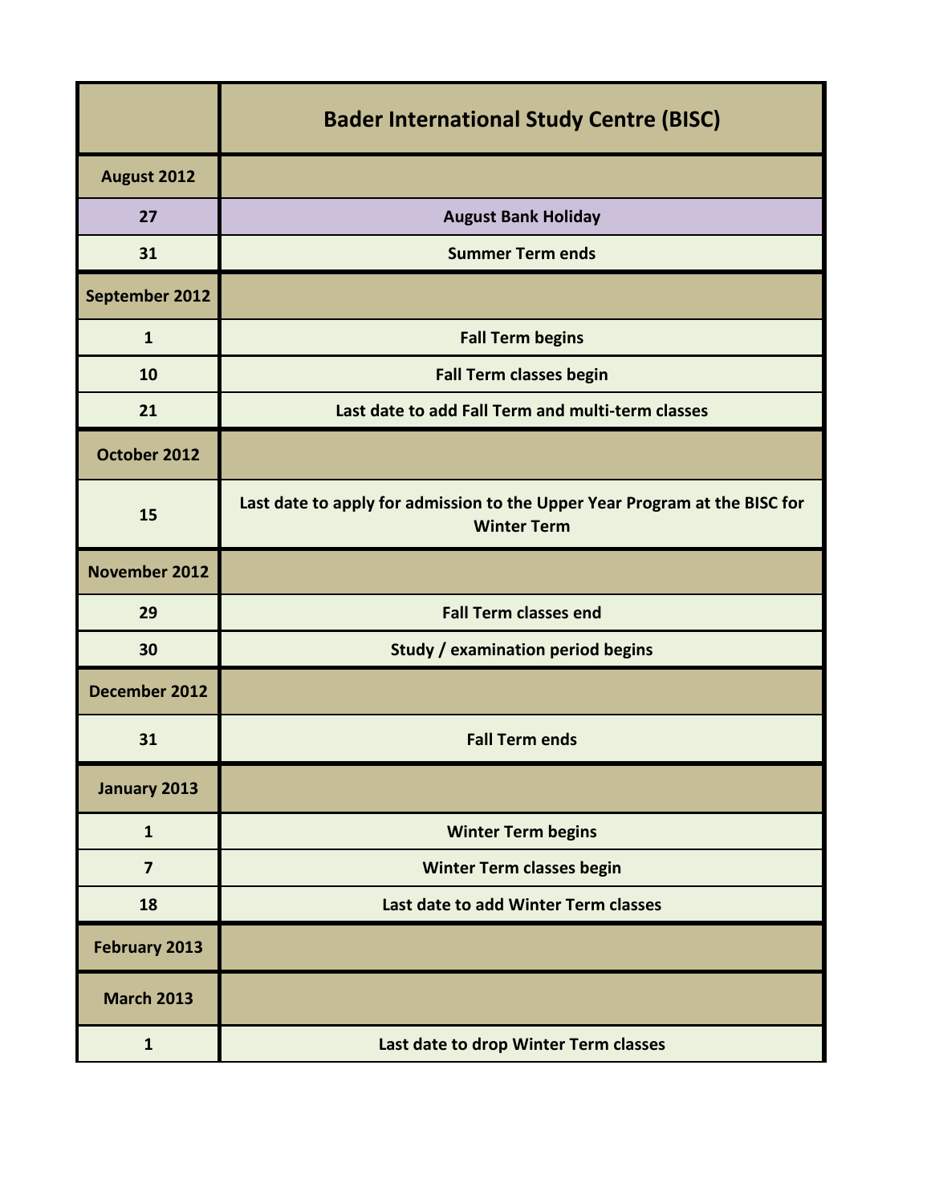| | Bader International Study Centre (BISC) |
|---|---|
| **August 2012** | |
| 27 | August Bank Holiday |
| 31 | Summer Term ends |
| **September 2012** | |
| 1 | Fall Term begins |
| 10 | Fall Term classes begin |
| 21 | Last date to add Fall Term and multi-term classes |
| **October 2012** | |
| 15 | Last date to apply for admission to the Upper Year Program at the BISC for Winter Term |
| **November 2012** | |
| 29 | Fall Term classes end |
| 30 | Study / examination period begins |
| **December 2012** | |
| 31 | Fall Term ends |
| **January 2013** | |
| 1 | Winter Term begins |
| 7 | Winter Term classes begin |
| 18 | Last date to add Winter Term classes |
| **February 2013** | |
| **March 2013** | |
| 1 | Last date to drop Winter Term classes |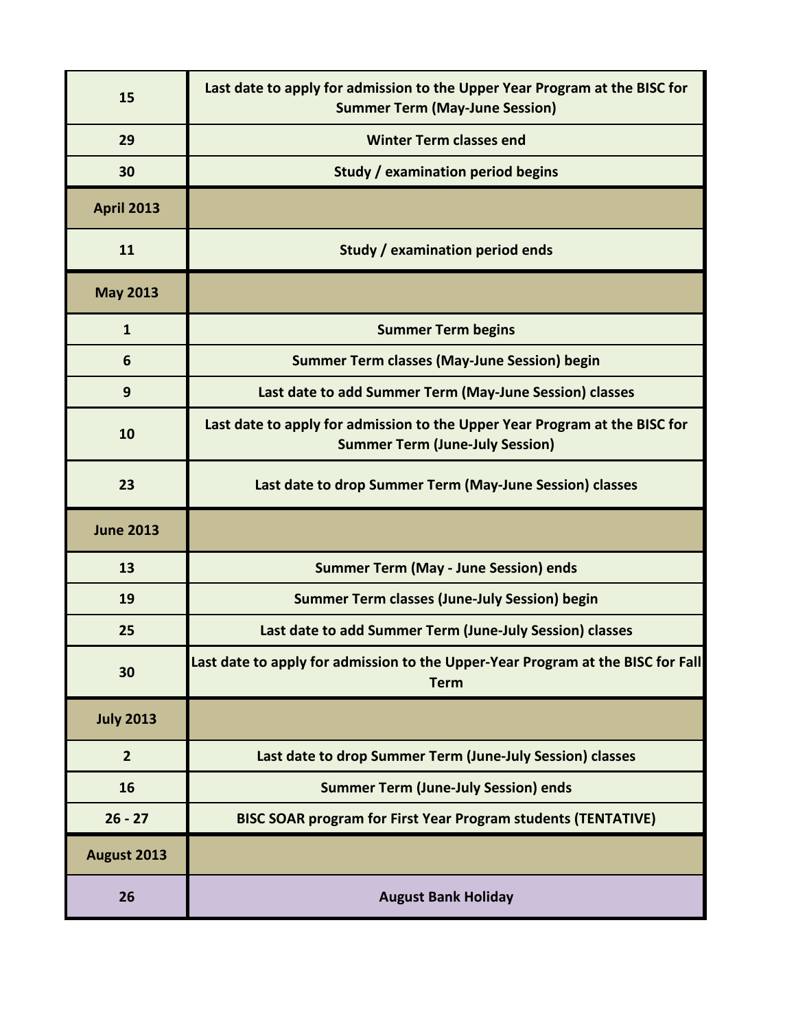| | |
|---|---|
| **15** | **Last date to apply for admission to the Upper Year Program at the BISC for Summer Term (May-June Session)** |
| **29** | **Winter Term classes end** |
| **30** | **Study / examination period begins** |
| **April 2013** | |
| **11** | **Study / examination period ends** |
| **May 2013** | |
| **1** | **Summer Term begins** |
| **6** | **Summer Term classes (May-June Session) begin** |
| **9** | **Last date to add Summer Term (May-June Session) classes** |
| **10** | **Last date to apply for admission to the Upper Year Program at the BISC for Summer Term (June-July Session)** |
| **23** | **Last date to drop Summer Term (May-June Session) classes** |
| **June 2013** | |
| **13** | **Summer Term (May - June Session) ends** |
| **19** | **Summer Term classes (June-July Session) begin** |
| **25** | **Last date to add Summer Term (June-July Session) classes** |
| **30** | **Last date to apply for admission to the Upper-Year Program at the BISC for Fall Term** |
| **July 2013** | |
| **2** | **Last date to drop Summer Term (June-July Session) classes** |
| **16** | **Summer Term (June-July Session) ends** |
| **26 - 27** | **BISC SOAR program for First Year Program students (TENTATIVE)** |
| **August 2013** | |
| **26** | **August Bank Holiday** |